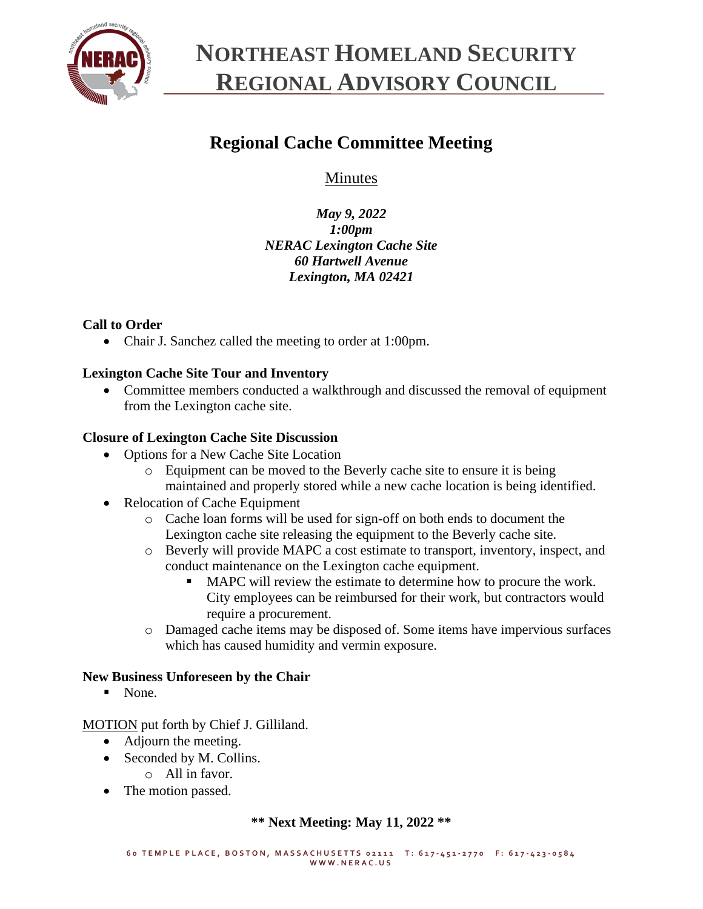# NORTHEAST HOMELAND SECURITY REGIONAL ADVISORY COUNCIL

## Regional Cache Committee Meeting

Minutes

***May 9, 2022***
***1:00pm***
***NERAC Lexington Cache Site***
***60 Hartwell Avenue***
***Lexington, MA 02421***

**Call to Order**

- Chair J. Sanchez called the meeting to order at 1:00pm.

**Lexington Cache Site Tour and Inventory**

- Committee members conducted a walkthrough and discussed the removal of equipment from the Lexington cache site.

**Closure of Lexington Cache Site Discussion**

- Options for a New Cache Site Location
  - Equipment can be moved to the Beverly cache site to ensure it is being maintained and properly stored while a new cache location is being identified.
- Relocation of Cache Equipment
  - Cache loan forms will be used for sign-off on both ends to document the Lexington cache site releasing the equipment to the Beverly cache site.
  - Beverly will provide MAPC a cost estimate to transport, inventory, inspect, and conduct maintenance on the Lexington cache equipment.
    - MAPC will review the estimate to determine how to procure the work. City employees can be reimbursed for their work, but contractors would require a procurement.
  - Damaged cache items may be disposed of. Some items have impervious surfaces which has caused humidity and vermin exposure.

**New Business Unforeseen by the Chair**

- None.

MOTION put forth by Chief J. Gilliland.

- Adjourn the meeting.
- Seconded by M. Collins.
  - All in favor.
- The motion passed.

**\*\* Next Meeting: May 11, 2022 \*\***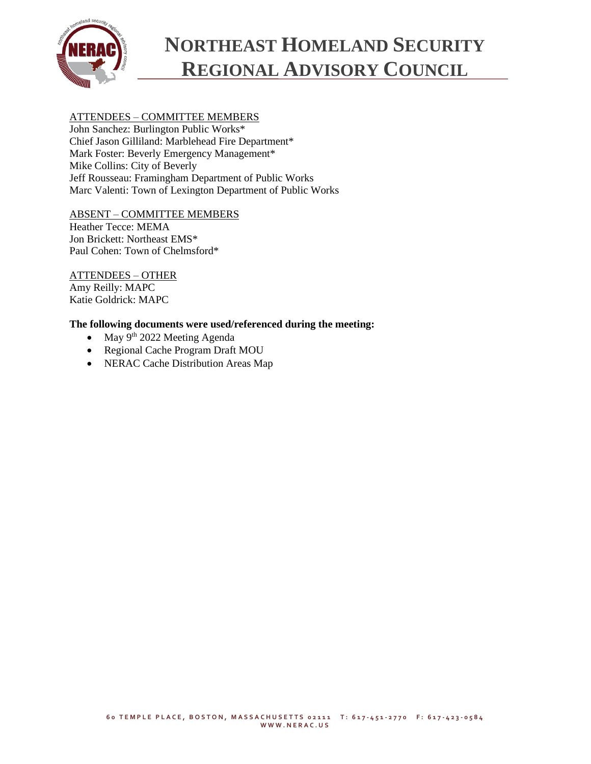ATTENDEES – COMMITTEE MEMBERS
John Sanchez: Burlington Public Works*
Chief Jason Gilliland: Marblehead Fire Department*
Mark Foster: Beverly Emergency Management*
Mike Collins: City of Beverly
Jeff Rousseau: Framingham Department of Public Works
Marc Valenti: Town of Lexington Department of Public Works

ABSENT – COMMITTEE MEMBERS
Heather Tecce: MEMA
Jon Brickett: Northeast EMS*
Paul Cohen: Town of Chelmsford*

ATTENDEES – OTHER
Amy Reilly: MAPC
Katie Goldrick: MAPC

**The following documents were used/referenced during the meeting:**

- May 9th 2022 Meeting Agenda
- Regional Cache Program Draft MOU
- NERAC Cache Distribution Areas Map